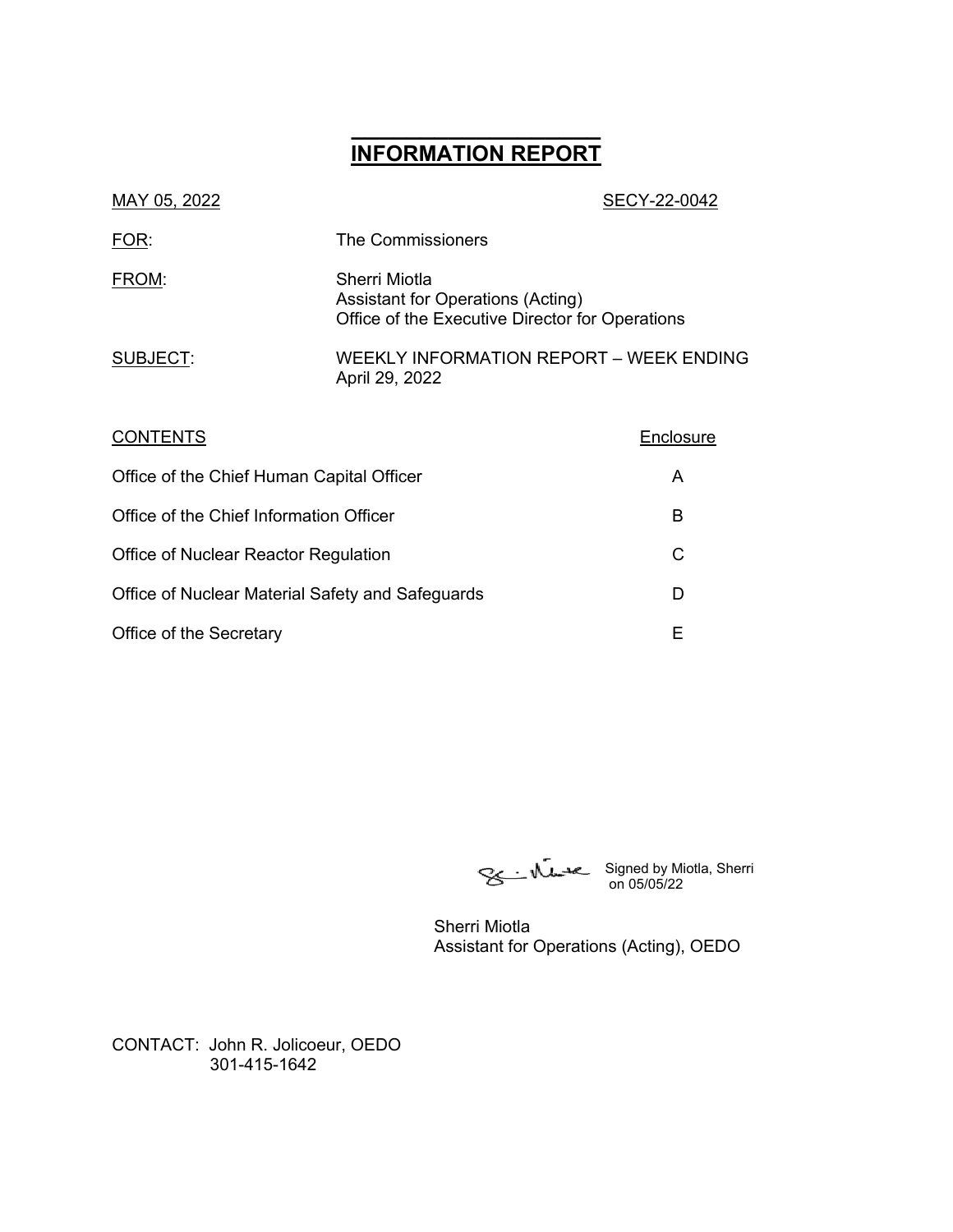# INFORMATION REPORT

MAY 05, 2022 SECY-22-0042

FOR: The Commissioners

FROM: Sherri Miotla
Assistant for Operations (Acting)
Office of the Executive Director for Operations

SUBJECT: WEEKLY INFORMATION REPORT – WEEK ENDING April 29, 2022

| CONTENTS | Enclosure |
| --- | --- |
| Office of the Chief Human Capital Officer | A |
| Office of the Chief Information Officer | B |
| Office of Nuclear Reactor Regulation | C |
| Office of Nuclear Material Safety and Safeguards | D |
| Office of the Secretary | E |

Signed by Miotla, Sherri on 05/05/22

Sherri Miotla
Assistant for Operations (Acting), OEDO

CONTACT: John R. Jolicoeur, OEDO
301-415-1642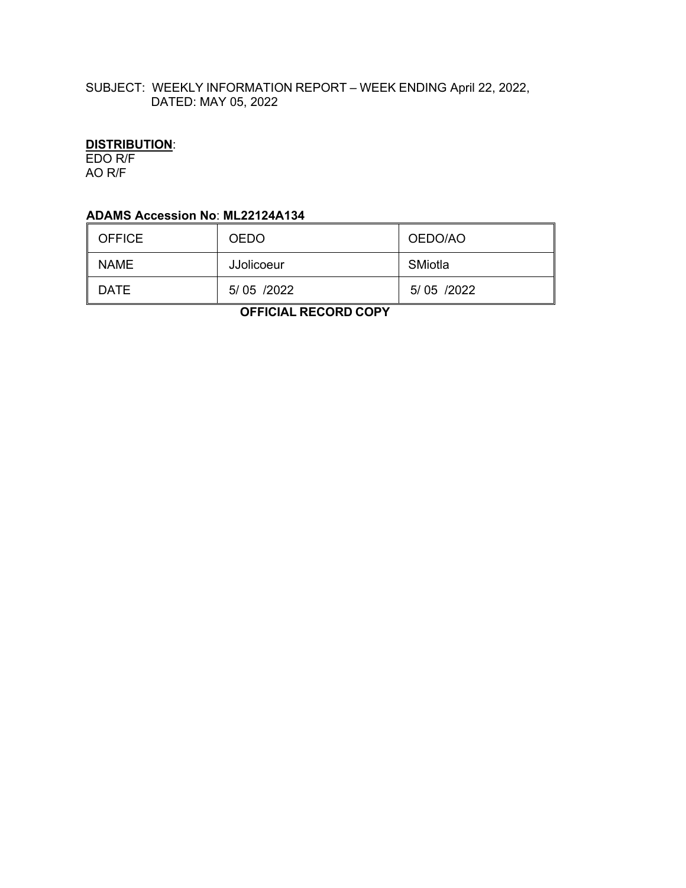SUBJECT: WEEKLY INFORMATION REPORT – WEEK ENDING April 22, 2022,
DATED: MAY 05, 2022

**DISTRIBUTION**:
EDO R/F
AO R/F

**ADAMS Accession No**: **ML22124A134**

| OFFICE | OEDO | OEDO/AO |
|---|---|---|
| NAME | JJolicoeur | SMiotla |
| DATE | 5/ 05 /2022 | 5/ 05 /2022 |

**OFFICIAL RECORD COPY**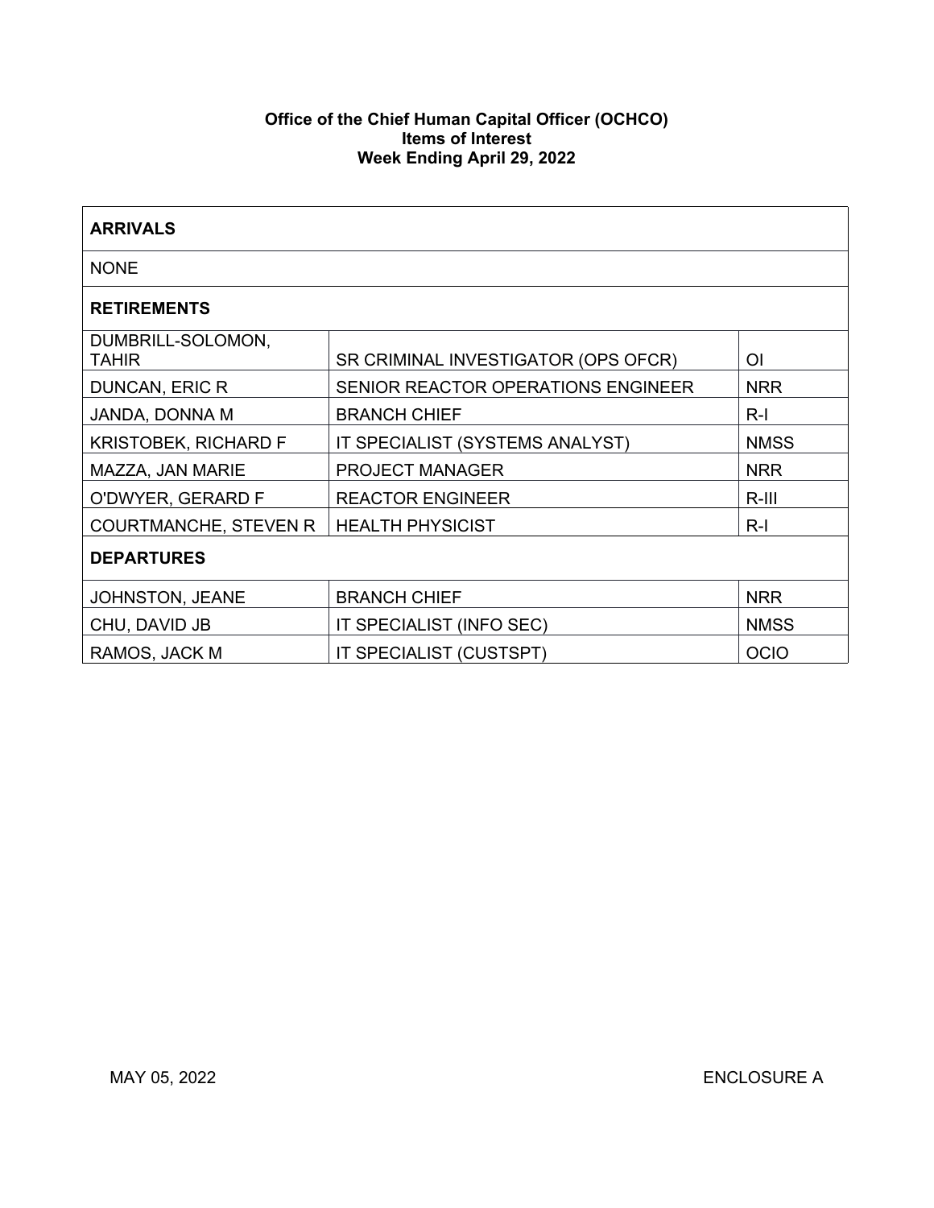**Office of the Chief Human Capital Officer (OCHCO)**
**Items of Interest**
**Week Ending April 29, 2022**

| **ARRIVALS** | | |
|---|---|---|
| NONE | | |
| **RETIREMENTS** | | |
| DUMBRILL-SOLOMON, TAHIR | SR CRIMINAL INVESTIGATOR (OPS OFCR) | OI |
| DUNCAN, ERIC R | SENIOR REACTOR OPERATIONS ENGINEER | NRR |
| JANDA, DONNA M | BRANCH CHIEF | R-I |
| KRISTOBEK, RICHARD F | IT SPECIALIST (SYSTEMS ANALYST) | NMSS |
| MAZZA, JAN MARIE | PROJECT MANAGER | NRR |
| O'DWYER, GERARD F | REACTOR ENGINEER | R-III |
| COURTMANCHE, STEVEN R | HEALTH PHYSICIST | R-I |
| **DEPARTURES** | | |
| JOHNSTON, JEANE | BRANCH CHIEF | NRR |
| CHU, DAVID JB | IT SPECIALIST (INFO SEC) | NMSS |
| RAMOS, JACK M | IT SPECIALIST (CUSTSPT) | OCIO |

MAY 05, 2022 ENCLOSURE A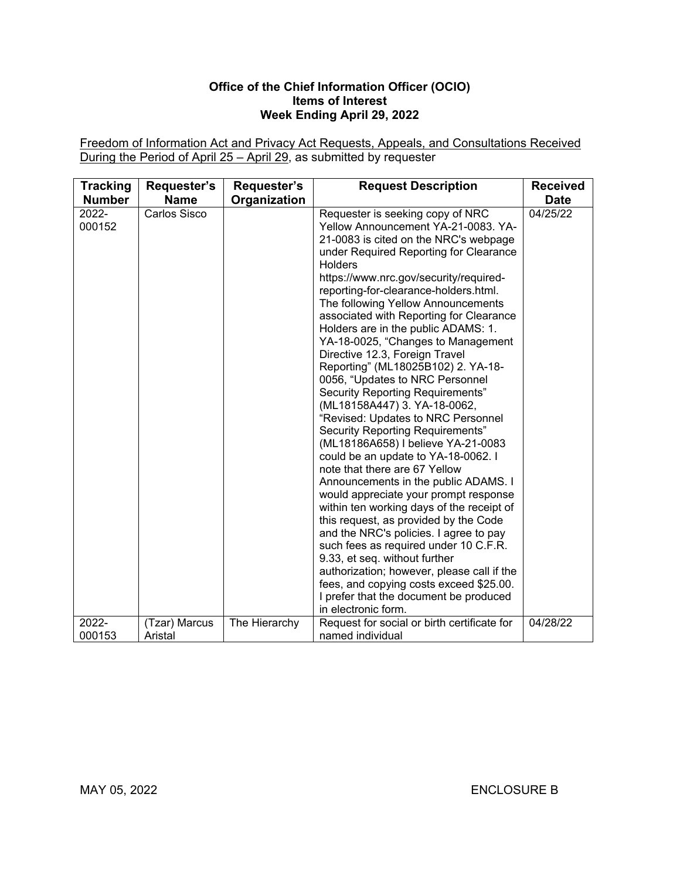**Office of the Chief Information Officer (OCIO)**
**Items of Interest**
**Week Ending April 29, 2022**

Freedom of Information Act and Privacy Act Requests, Appeals, and Consultations Received During the Period of April 25 – April 29, as submitted by requester

| Tracking Number | Requester's Name | Requester's Organization | Request Description | Received Date |
|---|---|---|---|---|
| 2022-000152 | Carlos Sisco | | Requester is seeking copy of NRC Yellow Announcement YA-21-0083. YA-21-0083 is cited on the NRC's webpage under Required Reporting for Clearance Holders https://www.nrc.gov/security/required-reporting-for-clearance-holders.html. The following Yellow Announcements associated with Reporting for Clearance Holders are in the public ADAMS: 1. YA-18-0025, "Changes to Management Directive 12.3, Foreign Travel Reporting" (ML18025B102) 2. YA-18-0056, "Updates to NRC Personnel Security Reporting Requirements" (ML18158A447) 3. YA-18-0062, "Revised: Updates to NRC Personnel Security Reporting Requirements" (ML18186A658) I believe YA-21-0083 could be an update to YA-18-0062. I note that there are 67 Yellow Announcements in the public ADAMS. I would appreciate your prompt response within ten working days of the receipt of this request, as provided by the Code and the NRC's policies. I agree to pay such fees as required under 10 C.F.R. 9.33, et seq. without further authorization; however, please call if the fees, and copying costs exceed $25.00. I prefer that the document be produced in electronic form. | 04/25/22 |
| 2022-000153 | (Tzar) Marcus Aristal | The Hierarchy | Request for social or birth certificate for named individual | 04/28/22 |

MAY 05, 2022 ENCLOSURE B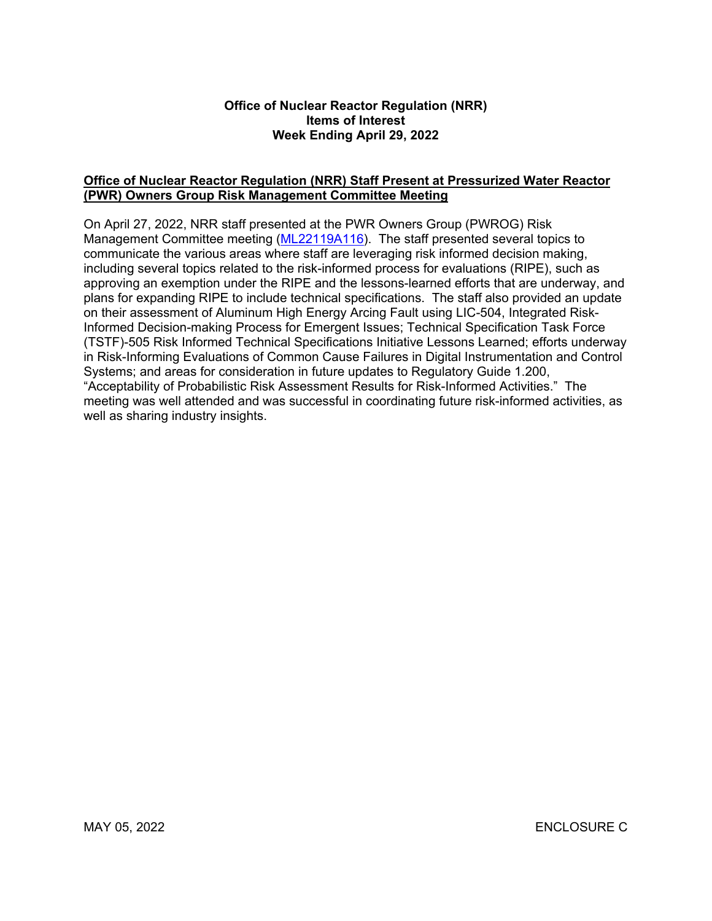**Office of Nuclear Reactor Regulation (NRR)**
**Items of Interest**
**Week Ending April 29, 2022**

## Office of Nuclear Reactor Regulation (NRR) Staff Present at Pressurized Water Reactor (PWR) Owners Group Risk Management Committee Meeting

On April 27, 2022, NRR staff presented at the PWR Owners Group (PWROG) Risk Management Committee meeting (ML22119A116). The staff presented several topics to communicate the various areas where staff are leveraging risk informed decision making, including several topics related to the risk-informed process for evaluations (RIPE), such as approving an exemption under the RIPE and the lessons-learned efforts that are underway, and plans for expanding RIPE to include technical specifications. The staff also provided an update on their assessment of Aluminum High Energy Arcing Fault using LIC-504, Integrated Risk-Informed Decision-making Process for Emergent Issues; Technical Specification Task Force (TSTF)-505 Risk Informed Technical Specifications Initiative Lessons Learned; efforts underway in Risk-Informing Evaluations of Common Cause Failures in Digital Instrumentation and Control Systems; and areas for consideration in future updates to Regulatory Guide 1.200, "Acceptability of Probabilistic Risk Assessment Results for Risk-Informed Activities." The meeting was well attended and was successful in coordinating future risk-informed activities, as well as sharing industry insights.

MAY 05, 2022 ENCLOSURE C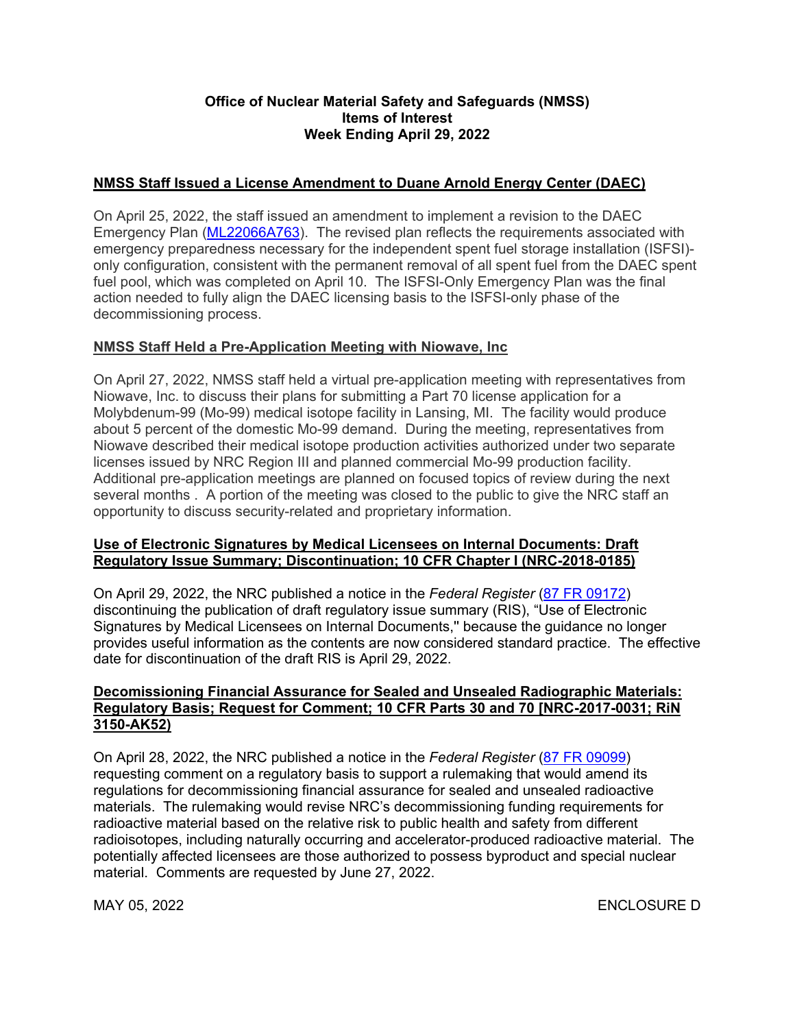**Office of Nuclear Material Safety and Safeguards (NMSS)**
**Items of Interest**
**Week Ending April 29, 2022**

## NMSS Staff Issued a License Amendment to Duane Arnold Energy Center (DAEC)

On April 25, 2022, the staff issued an amendment to implement a revision to the DAEC Emergency Plan (ML22066A763). The revised plan reflects the requirements associated with emergency preparedness necessary for the independent spent fuel storage installation (ISFSI)-only configuration, consistent with the permanent removal of all spent fuel from the DAEC spent fuel pool, which was completed on April 10. The ISFSI-Only Emergency Plan was the final action needed to fully align the DAEC licensing basis to the ISFSI-only phase of the decommissioning process.

## NMSS Staff Held a Pre-Application Meeting with Niowave, Inc

On April 27, 2022, NMSS staff held a virtual pre-application meeting with representatives from Niowave, Inc. to discuss their plans for submitting a Part 70 license application for a Molybdenum-99 (Mo-99) medical isotope facility in Lansing, MI. The facility would produce about 5 percent of the domestic Mo-99 demand. During the meeting, representatives from Niowave described their medical isotope production activities authorized under two separate licenses issued by NRC Region III and planned commercial Mo-99 production facility. Additional pre-application meetings are planned on focused topics of review during the next several months . A portion of the meeting was closed to the public to give the NRC staff an opportunity to discuss security-related and proprietary information.

## Use of Electronic Signatures by Medical Licensees on Internal Documents: Draft Regulatory Issue Summary; Discontinuation; 10 CFR Chapter I (NRC-2018-0185)

On April 29, 2022, the NRC published a notice in the *Federal Register* (87 FR 09172) discontinuing the publication of draft regulatory issue summary (RIS), "Use of Electronic Signatures by Medical Licensees on Internal Documents,'' because the guidance no longer provides useful information as the contents are now considered standard practice. The effective date for discontinuation of the draft RIS is April 29, 2022.

## Decommissioning Financial Assurance for Sealed and Unsealed Radiographic Materials: Regulatory Basis; Request for Comment; 10 CFR Parts 30 and 70 [NRC-2017-0031; RiN 3150-AK52)

On April 28, 2022, the NRC published a notice in the *Federal Register* (87 FR 09099) requesting comment on a regulatory basis to support a rulemaking that would amend its regulations for decommissioning financial assurance for sealed and unsealed radioactive materials. The rulemaking would revise NRC's decommissioning funding requirements for radioactive material based on the relative risk to public health and safety from different radioisotopes, including naturally occurring and accelerator-produced radioactive material. The potentially affected licensees are those authorized to possess byproduct and special nuclear material. Comments are requested by June 27, 2022.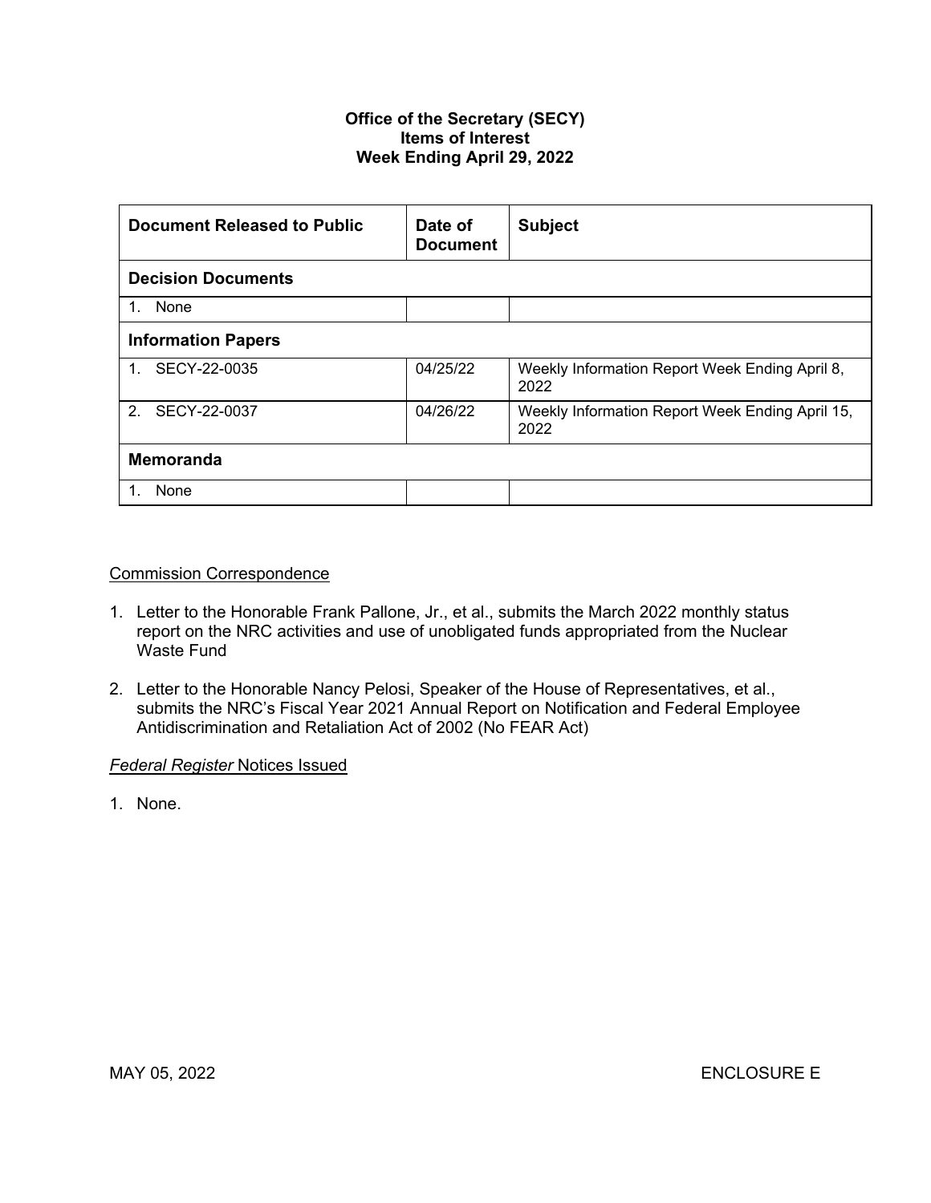**Office of the Secretary (SECY)**
**Items of Interest**
**Week Ending April 29, 2022**

| Document Released to Public | Date of Document | Subject |
|---|---|---|
| **Decision Documents** | | |
| 1. None | | |
| **Information Papers** | | |
| 1. SECY-22-0035 | 04/25/22 | Weekly Information Report Week Ending April 8, 2022 |
| 2. SECY-22-0037 | 04/26/22 | Weekly Information Report Week Ending April 15, 2022 |
| **Memoranda** | | |
| 1. None | | |

Commission Correspondence

1. Letter to the Honorable Frank Pallone, Jr., et al., submits the March 2022 monthly status report on the NRC activities and use of unobligated funds appropriated from the Nuclear Waste Fund

2. Letter to the Honorable Nancy Pelosi, Speaker of the House of Representatives, et al., submits the NRC's Fiscal Year 2021 Annual Report on Notification and Federal Employee Antidiscrimination and Retaliation Act of 2002 (No FEAR Act)

*Federal Register* Notices Issued

1. None.

MAY 05, 2022 ENCLOSURE E